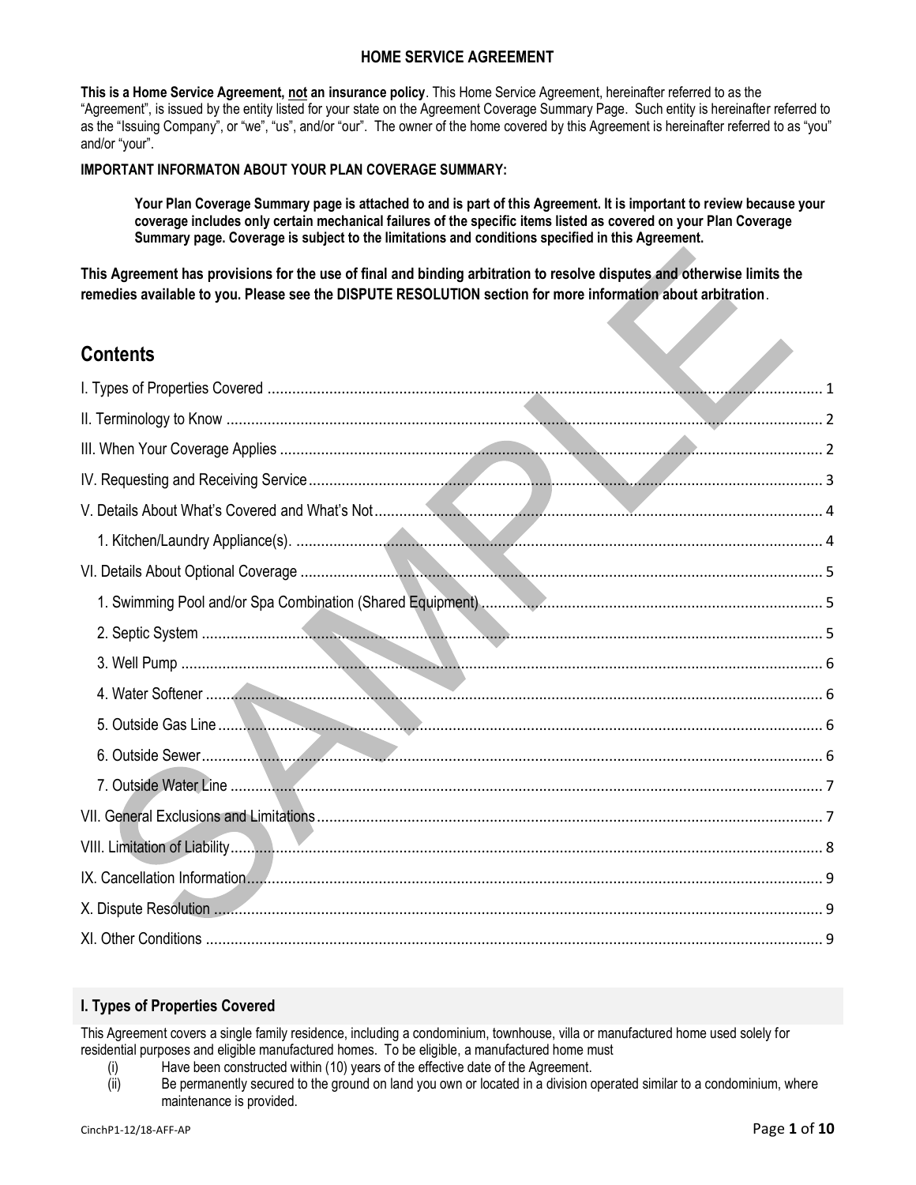# HOME SERVICE AGREEMENT

**This is a Home Service Agreement, not an insurance policy**. This Home Service Agreement, hereinafter referred to as the "Agreement", is issued by the entity listed for your state on the Agreement Coverage Summary Page. Such entity is hereinafter referred to as the "Issuing Company", or "we", "us", and/or "our". The owner of the home covered by this Agreement is hereinafter referred to as "you" and/or "your".

**IMPORTANT INFORMATON ABOUT YOUR PLAN COVERAGE SUMMARY:**

> **Your Plan Coverage Summary page is attached to and is part of this Agreement. It is important to review because your coverage includes only certain mechanical failures of the specific items listed as covered on your Plan Coverage Summary page. Coverage is subject to the limitations and conditions specified in this Agreement.**

**This Agreement has provisions for the use of final and binding arbitration to resolve disputes and otherwise limits the remedies available to you. Please see the DISPUTE RESOLUTION section for more information about arbitration**.

## Contents

I. Types of Properties Covered ..... 1
II. Terminology to Know ..... 2
III. When Your Coverage Applies ..... 2
IV. Requesting and Receiving Service ..... 3
V. Details About What's Covered and What's Not ..... 4
- 1. Kitchen/Laundry Appliance(s). ..... 4

VI. Details About Optional Coverage ..... 5
- 1. Swimming Pool and/or Spa Combination (Shared Equipment) ..... 5
- 2. Septic System ..... 5
- 3. Well Pump ..... 6
- 4. Water Softener ..... 6
- 5. Outside Gas Line ..... 6
- 6. Outside Sewer ..... 6
- 7. Outside Water Line ..... 7

VII. General Exclusions and Limitations ..... 7
VIII. Limitation of Liability ..... 8
IX. Cancellation Information ..... 9
X. Dispute Resolution ..... 9
XI. Other Conditions ..... 9

## I. Types of Properties Covered

This Agreement covers a single family residence, including a condominium, townhouse, villa or manufactured home used solely for residential purposes and eligible manufactured homes. To be eligible, a manufactured home must

(i) Have been constructed within (10) years of the effective date of the Agreement.
(ii) Be permanently secured to the ground on land you own or located in a division operated similar to a condominium, where maintenance is provided.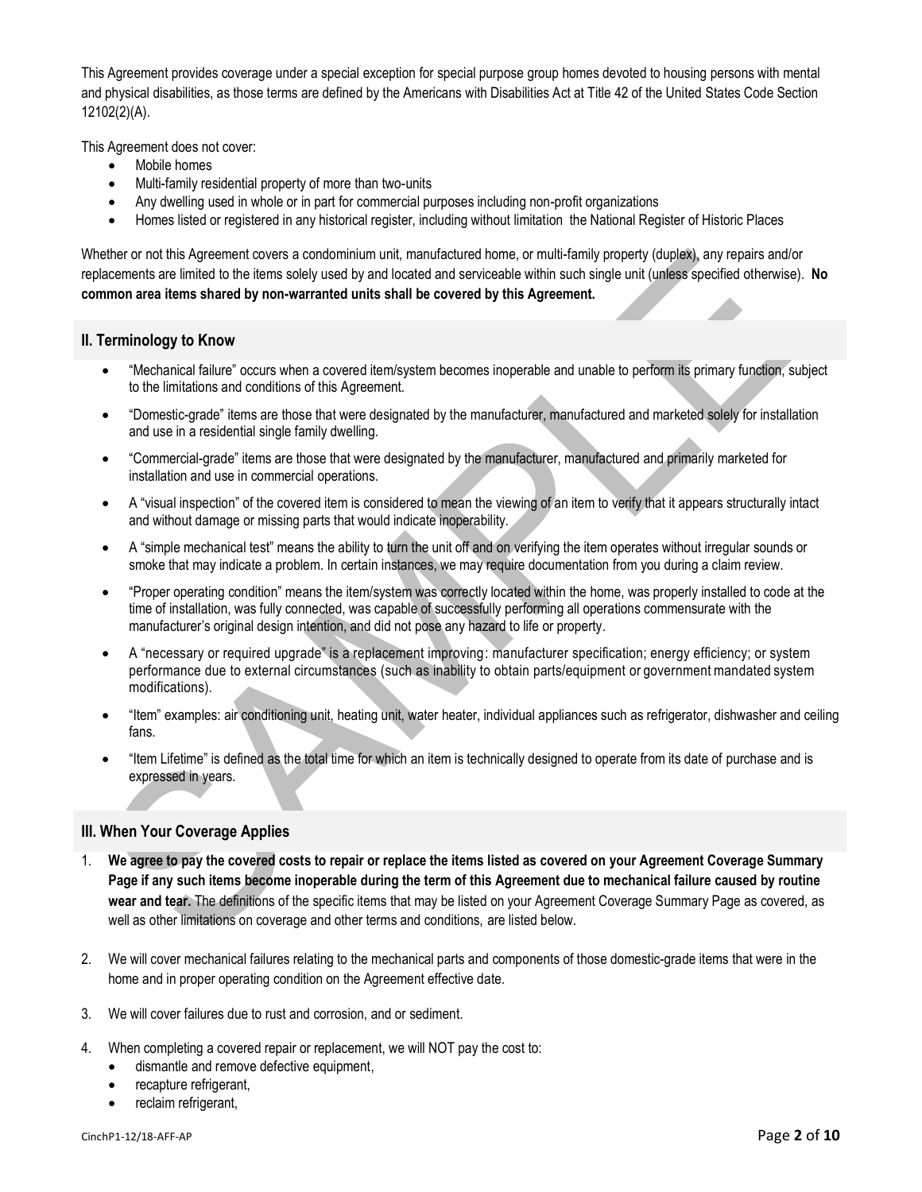This Agreement provides coverage under a special exception for special purpose group homes devoted to housing persons with mental and physical disabilities, as those terms are defined by the Americans with Disabilities Act at Title 42 of the United States Code Section 12102(2)(A).

This Agreement does not cover:

- Mobile homes
- Multi-family residential property of more than two-units
- Any dwelling used in whole or in part for commercial purposes including non-profit organizations
- Homes listed or registered in any historical register, including without limitation the National Register of Historic Places

Whether or not this Agreement covers a condominium unit, manufactured home, or multi-family property (duplex), any repairs and/or replacements are limited to the items solely used by and located and serviceable within such single unit (unless specified otherwise). **No common area items shared by non-warranted units shall be covered by this Agreement.**

## II. Terminology to Know

- "Mechanical failure" occurs when a covered item/system becomes inoperable and unable to perform its primary function, subject to the limitations and conditions of this Agreement.
- "Domestic-grade" items are those that were designated by the manufacturer, manufactured and marketed solely for installation and use in a residential single family dwelling.
- "Commercial-grade" items are those that were designated by the manufacturer, manufactured and primarily marketed for installation and use in commercial operations.
- A "visual inspection" of the covered item is considered to mean the viewing of an item to verify that it appears structurally intact and without damage or missing parts that would indicate inoperability.
- A "simple mechanical test" means the ability to turn the unit off and on verifying the item operates without irregular sounds or smoke that may indicate a problem. In certain instances, we may require documentation from you during a claim review.
- "Proper operating condition" means the item/system was correctly located within the home, was properly installed to code at the time of installation, was fully connected, was capable of successfully performing all operations commensurate with the manufacturer's original design intention, and did not pose any hazard to life or property.
- A "necessary or required upgrade" is a replacement improving: manufacturer specification; energy efficiency; or system performance due to external circumstances (such as inability to obtain parts/equipment or government mandated system modifications).
- "Item" examples: air conditioning unit, heating unit, water heater, individual appliances such as refrigerator, dishwasher and ceiling fans.
- "Item Lifetime" is defined as the total time for which an item is technically designed to operate from its date of purchase and is expressed in years.

## III. When Your Coverage Applies

1. **We agree to pay the covered costs to repair or replace the items listed as covered on your Agreement Coverage Summary Page if any such items become inoperable during the term of this Agreement due to mechanical failure caused by routine wear and tear.** The definitions of the specific items that may be listed on your Agreement Coverage Summary Page as covered, as well as other limitations on coverage and other terms and conditions, are listed below.

2. We will cover mechanical failures relating to the mechanical parts and components of those domestic-grade items that were in the home and in proper operating condition on the Agreement effective date.

3. We will cover failures due to rust and corrosion, and or sediment.

4. When completing a covered repair or replacement, we will NOT pay the cost to:
   - dismantle and remove defective equipment,
   - recapture refrigerant,
   - reclaim refrigerant,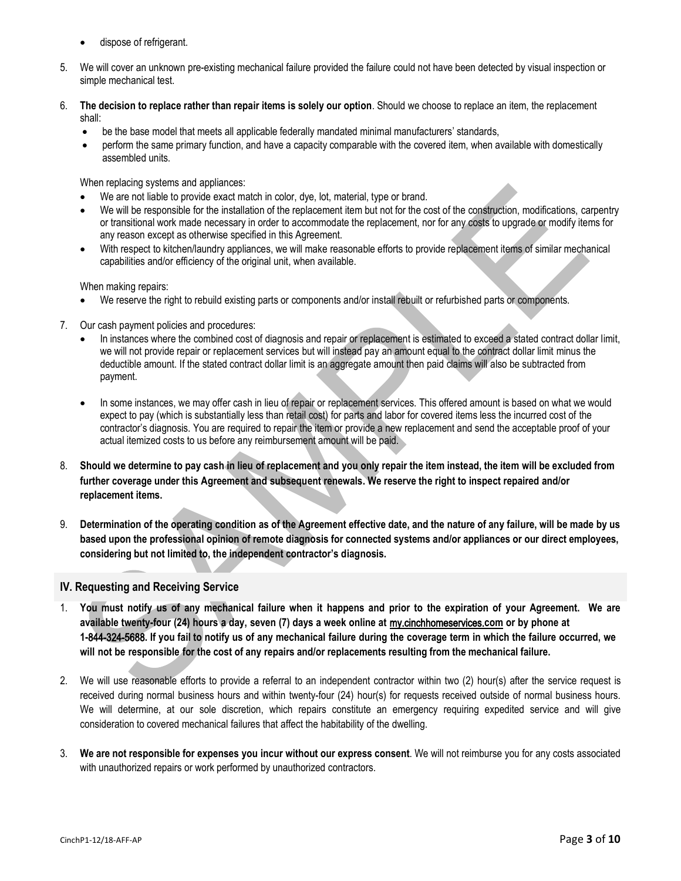- dispose of refrigerant.

5. We will cover an unknown pre-existing mechanical failure provided the failure could not have been detected by visual inspection or simple mechanical test.

6. **The decision to replace rather than repair items is solely our option**. Should we choose to replace an item, the replacement shall:
   - be the base model that meets all applicable federally mandated minimal manufacturers' standards,
   - perform the same primary function, and have a capacity comparable with the covered item, when available with domestically assembled units.

   When replacing systems and appliances:
   - We are not liable to provide exact match in color, dye, lot, material, type or brand.
   - We will be responsible for the installation of the replacement item but not for the cost of the construction, modifications, carpentry or transitional work made necessary in order to accommodate the replacement, nor for any costs to upgrade or modify items for any reason except as otherwise specified in this Agreement.
   - With respect to kitchen/laundry appliances, we will make reasonable efforts to provide replacement items of similar mechanical capabilities and/or efficiency of the original unit, when available.

   When making repairs:
   - We reserve the right to rebuild existing parts or components and/or install rebuilt or refurbished parts or components.

7. Our cash payment policies and procedures:
   - In instances where the combined cost of diagnosis and repair or replacement is estimated to exceed a stated contract dollar limit, we will not provide repair or replacement services but will instead pay an amount equal to the contract dollar limit minus the deductible amount. If the stated contract dollar limit is an aggregate amount then paid claims will also be subtracted from payment.
   - In some instances, we may offer cash in lieu of repair or replacement services. This offered amount is based on what we would expect to pay (which is substantially less than retail cost) for parts and labor for covered items less the incurred cost of the contractor's diagnosis. You are required to repair the item or provide a new replacement and send the acceptable proof of your actual itemized costs to us before any reimbursement amount will be paid.

8. **Should we determine to pay cash in lieu of replacement and you only repair the item instead, the item will be excluded from further coverage under this Agreement and subsequent renewals. We reserve the right to inspect repaired and/or replacement items.**

9. **Determination of the operating condition as of the Agreement effective date, and the nature of any failure, will be made by us based upon the professional opinion of remote diagnosis for connected systems and/or appliances or our direct employees, considering but not limited to, the independent contractor's diagnosis.**

## IV. Requesting and Receiving Service

1. **You must notify us of any mechanical failure when it happens and prior to the expiration of your Agreement. We are available twenty-four (24) hours a day, seven (7) days a week online at my.cinchhomeservices.com or by phone at 1-844-324-5688. If you fail to notify us of any mechanical failure during the coverage term in which the failure occurred, we will not be responsible for the cost of any repairs and/or replacements resulting from the mechanical failure.**

2. We will use reasonable efforts to provide a referral to an independent contractor within two (2) hour(s) after the service request is received during normal business hours and within twenty-four (24) hour(s) for requests received outside of normal business hours. We will determine, at our sole discretion, which repairs constitute an emergency requiring expedited service and will give consideration to covered mechanical failures that affect the habitability of the dwelling.

3. **We are not responsible for expenses you incur without our express consent**. We will not reimburse you for any costs associated with unauthorized repairs or work performed by unauthorized contractors.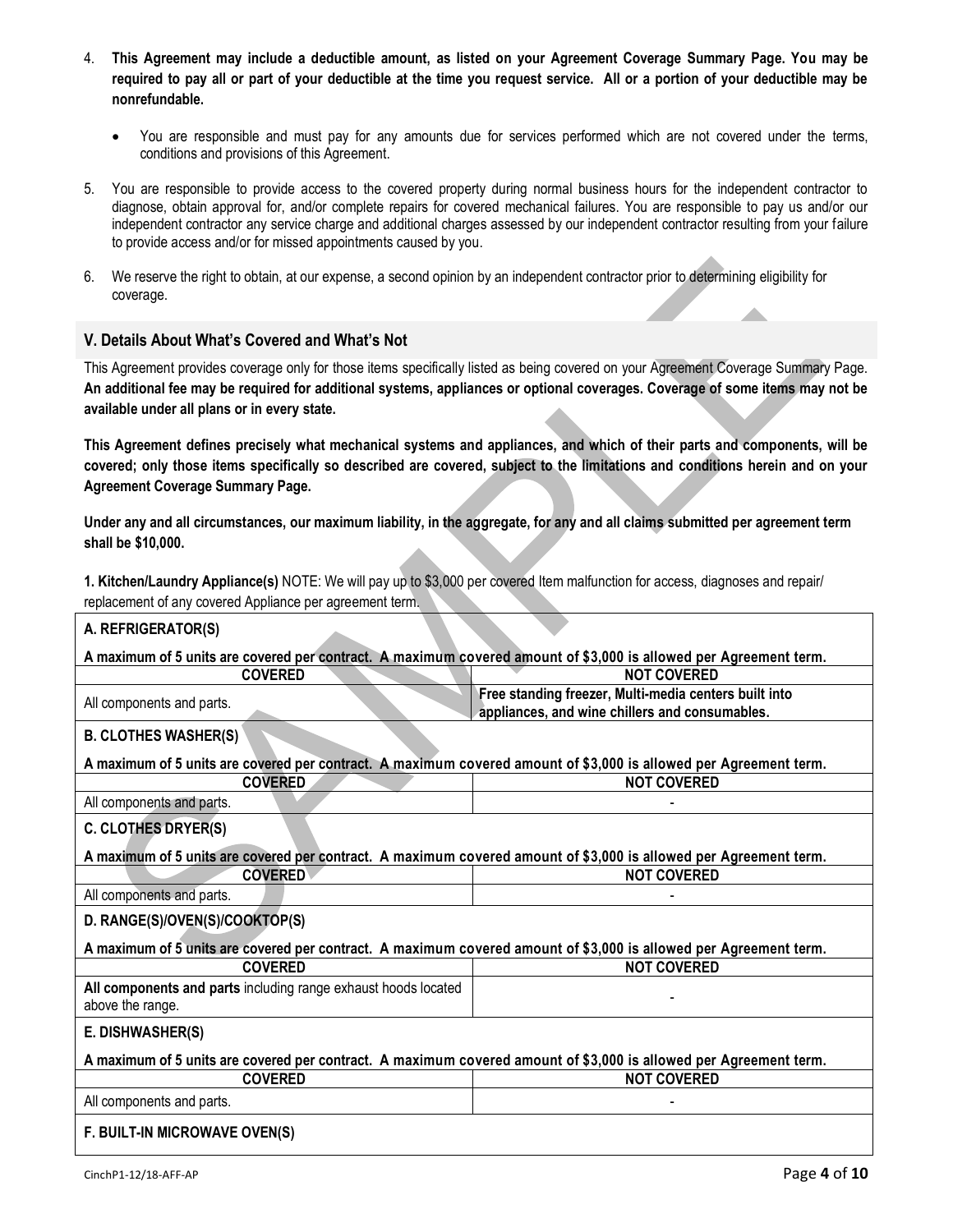4. **This Agreement may include a deductible amount, as listed on your Agreement Coverage Summary Page. You may be required to pay all or part of your deductible at the time you request service. All or a portion of your deductible may be nonrefundable.**

   - You are responsible and must pay for any amounts due for services performed which are not covered under the terms, conditions and provisions of this Agreement.

5. You are responsible to provide access to the covered property during normal business hours for the independent contractor to diagnose, obtain approval for, and/or complete repairs for covered mechanical failures. You are responsible to pay us and/or our independent contractor any service charge and additional charges assessed by our independent contractor resulting from your failure to provide access and/or for missed appointments caused by you.

6. We reserve the right to obtain, at our expense, a second opinion by an independent contractor prior to determining eligibility for coverage.

## V. Details About What's Covered and What's Not

This Agreement provides coverage only for those items specifically listed as being covered on your Agreement Coverage Summary Page. **An additional fee may be required for additional systems, appliances or optional coverages. Coverage of some items may not be available under all plans or in every state.**

**This Agreement defines precisely what mechanical systems and appliances, and which of their parts and components, will be covered; only those items specifically so described are covered, subject to the limitations and conditions herein and on your Agreement Coverage Summary Page.**

**Under any and all circumstances, our maximum liability, in the aggregate, for any and all claims submitted per agreement term shall be $10,000.**

**1. Kitchen/Laundry Appliance(s)** NOTE: We will pay up to $3,000 per covered Item malfunction for access, diagnoses and repair/ replacement of any covered Appliance per agreement term.

**A. REFRIGERATOR(S)**

**A maximum of 5 units are covered per contract. A maximum covered amount of $3,000 is allowed per Agreement term.**

| COVERED | NOT COVERED |
|---|---|
| All components and parts. | **Free standing freezer, Multi-media centers built into appliances, and wine chillers and consumables.** |

**B. CLOTHES WASHER(S)**

**A maximum of 5 units are covered per contract. A maximum covered amount of $3,000 is allowed per Agreement term.**

| COVERED | NOT COVERED |
|---|---|
| All components and parts. | - |

**C. CLOTHES DRYER(S)**

**A maximum of 5 units are covered per contract. A maximum covered amount of $3,000 is allowed per Agreement term.**

| COVERED | NOT COVERED |
|---|---|
| All components and parts. | - |

**D. RANGE(S)/OVEN(S)/COOKTOP(S)**

**A maximum of 5 units are covered per contract. A maximum covered amount of $3,000 is allowed per Agreement term.**

| COVERED | NOT COVERED |
|---|---|
| **All components and parts** including range exhaust hoods located above the range. | - |

**E. DISHWASHER(S)**

**A maximum of 5 units are covered per contract. A maximum covered amount of $3,000 is allowed per Agreement term.**

| COVERED | NOT COVERED |
|---|---|
| All components and parts. | - |

**F. BUILT-IN MICROWAVE OVEN(S)**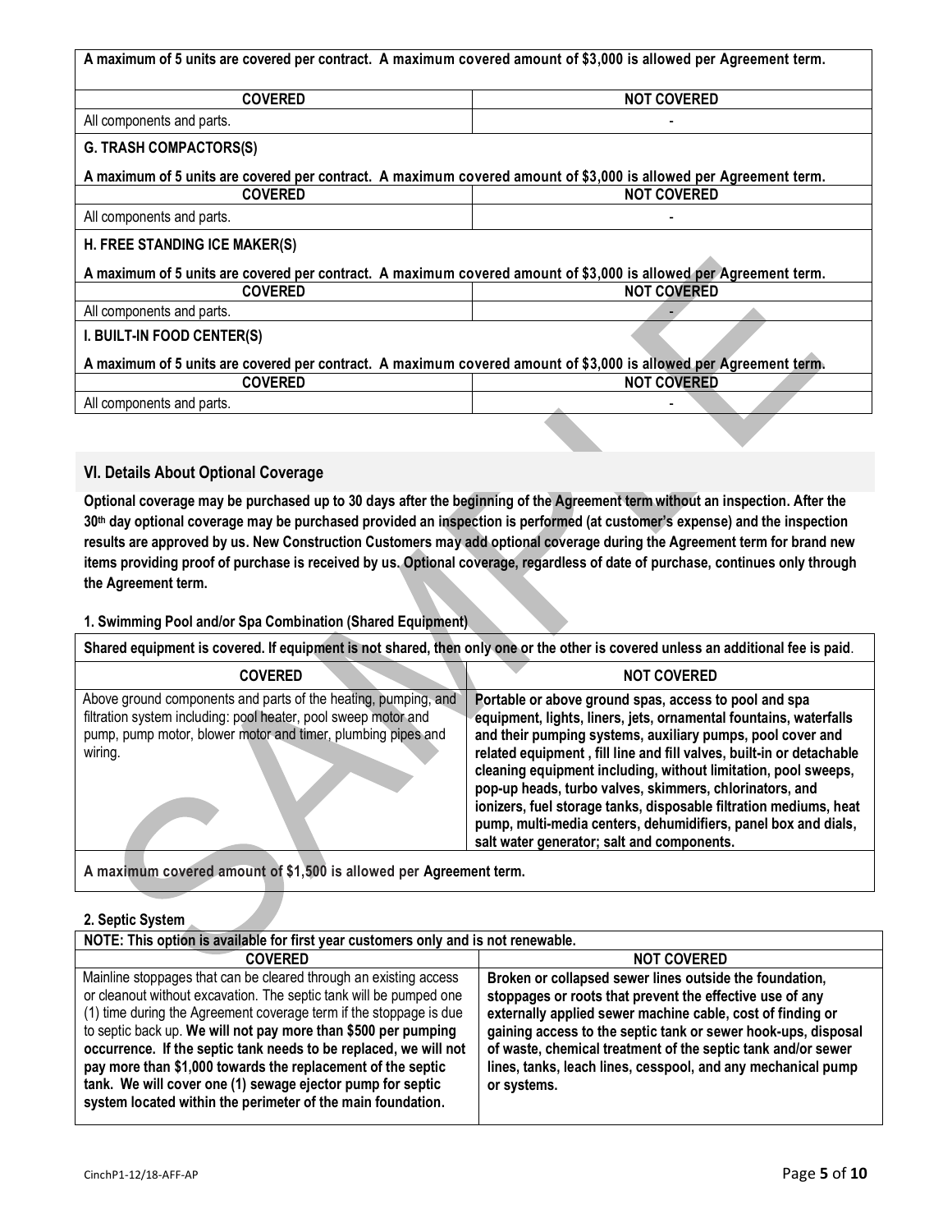| A maximum of 5 units are covered per contract. A maximum covered amount of $3,000 is allowed per Agreement term. | |
|---|---|
| **COVERED** | **NOT COVERED** |
| All components and parts. | - |

**G. TRASH COMPACTORS(S)**

| A maximum of 5 units are covered per contract. A maximum covered amount of $3,000 is allowed per Agreement term. | |
|---|---|
| **COVERED** | **NOT COVERED** |
| All components and parts. | - |

**H. FREE STANDING ICE MAKER(S)**

| A maximum of 5 units are covered per contract. A maximum covered amount of $3,000 is allowed per Agreement term. | |
|---|---|
| **COVERED** | **NOT COVERED** |
| All components and parts. | - |

**I. BUILT-IN FOOD CENTER(S)**

| A maximum of 5 units are covered per contract. A maximum covered amount of $3,000 is allowed per Agreement term. | |
|---|---|
| **COVERED** | **NOT COVERED** |
| All components and parts. | - |

## VI. Details About Optional Coverage

**Optional coverage may be purchased up to 30 days after the beginning of the Agreement term without an inspection. After the 30th day optional coverage may be purchased provided an inspection is performed (at customer's expense) and the inspection results are approved by us. New Construction Customers may add optional coverage during the Agreement term for brand new items providing proof of purchase is received by us. Optional coverage, regardless of date of purchase, continues only through the Agreement term.**

**1. Swimming Pool and/or Spa Combination (Shared Equipment)**

| Shared equipment is covered. If equipment is not shared, then only one or the other is covered unless an additional fee is paid. | |
|---|---|
| **COVERED** | **NOT COVERED** |
| Above ground components and parts of the heating, pumping, and filtration system including: pool heater, pool sweep motor and pump, pump motor, blower motor and timer, plumbing pipes and wiring. | **Portable or above ground spas, access to pool and spa equipment, lights, liners, jets, ornamental fountains, waterfalls and their pumping systems, auxiliary pumps, pool cover and related equipment , fill line and fill valves, built-in or detachable cleaning equipment including, without limitation, pool sweeps, pop-up heads, turbo valves, skimmers, chlorinators, and ionizers, fuel storage tanks, disposable filtration mediums, heat pump, multi-media centers, dehumidifiers, panel box and dials, salt water generator; salt and components.** |
| **A maximum covered amount of $1,500 is allowed per Agreement term.** | |

**2. Septic System**

| NOTE: This option is available for first year customers only and is not renewable. | |
|---|---|
| **COVERED** | **NOT COVERED** |
| Mainline stoppages that can be cleared through an existing access or cleanout without excavation. The septic tank will be pumped one (1) time during the Agreement coverage term if the stoppage is due to septic back up. **We will not pay more than $500 per pumping occurrence. If the septic tank needs to be replaced, we will not pay more than $1,000 towards the replacement of the septic tank. We will cover one (1) sewage ejector pump for septic system located within the perimeter of the main foundation.** | **Broken or collapsed sewer lines outside the foundation, stoppages or roots that prevent the effective use of any externally applied sewer machine cable, cost of finding or gaining access to the septic tank or sewer hook-ups, disposal of waste, chemical treatment of the septic tank and/or sewer lines, tanks, leach lines, cesspool, and any mechanical pump or systems.** |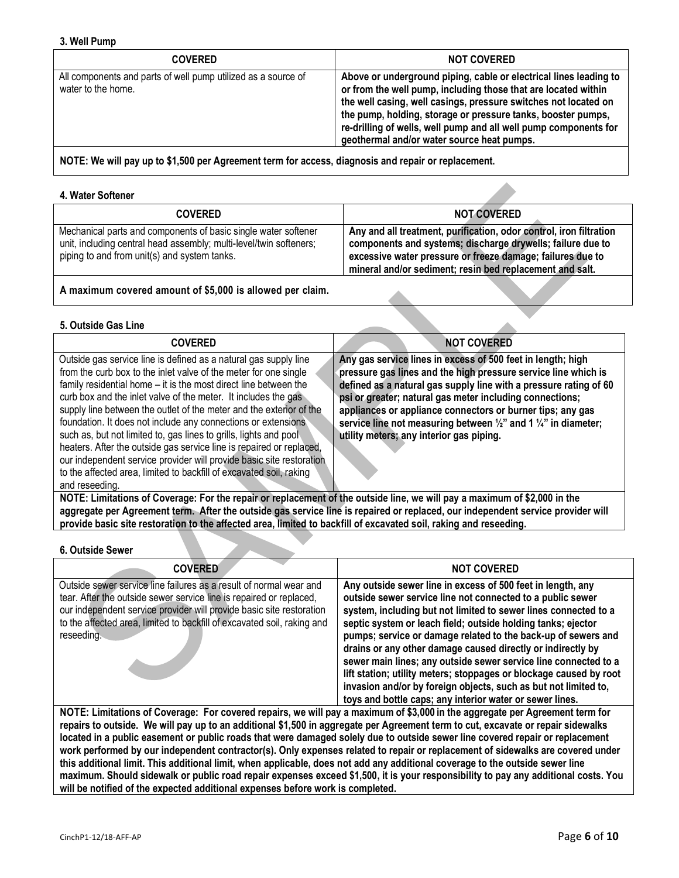### 3. Well Pump

| COVERED | NOT COVERED |
| --- | --- |
| All components and parts of well pump utilized as a source of water to the home. | **Above or underground piping, cable or electrical lines leading to or from the well pump, including those that are located within the well casing, well casings, pressure switches not located on the pump, holding, storage or pressure tanks, booster pumps, re-drilling of wells, well pump and all well pump components for geothermal and/or water source heat pumps.** |

**NOTE: We will pay up to $1,500 per Agreement term for access, diagnosis and repair or replacement.**

### 4. Water Softener

| COVERED | NOT COVERED |
| --- | --- |
| Mechanical parts and components of basic single water softener unit, including central head assembly; multi-level/twin softeners; piping to and from unit(s) and system tanks. | **Any and all treatment, purification, odor control, iron filtration components and systems; discharge drywells; failure due to excessive water pressure or freeze damage; failures due to mineral and/or sediment; resin bed replacement and salt.** |

**A maximum covered amount of $5,000 is allowed per claim.**

### 5. Outside Gas Line

| COVERED | NOT COVERED |
| --- | --- |
| Outside gas service line is defined as a natural gas supply line from the curb box to the inlet valve of the meter for one single family residential home – it is the most direct line between the curb box and the inlet valve of the meter. It includes the gas supply line between the outlet of the meter and the exterior of the foundation. It does not include any connections or extensions such as, but not limited to, gas lines to grills, lights and pool heaters. After the outside gas service line is repaired or replaced, our independent service provider will provide basic site restoration to the affected area, limited to backfill of excavated soil, raking and reseeding. | **Any gas service lines in excess of 500 feet in length; high pressure gas lines and the high pressure service line which is defined as a natural gas supply line with a pressure rating of 60 psi or greater; natural gas meter including connections; appliances or appliance connectors or burner tips; any gas service line not measuring between ½" and 1 ¼" in diameter; utility meters; any interior gas piping.** |

**NOTE: Limitations of Coverage: For the repair or replacement of the outside line, we will pay a maximum of $2,000 in the aggregate per Agreement term. After the outside gas service line is repaired or replaced, our independent service provider will provide basic site restoration to the affected area, limited to backfill of excavated soil, raking and reseeding.**

### 6. Outside Sewer

| COVERED | NOT COVERED |
| --- | --- |
| Outside sewer service line failures as a result of normal wear and tear. After the outside sewer service line is repaired or replaced, our independent service provider will provide basic site restoration to the affected area, limited to backfill of excavated soil, raking and reseeding. | **Any outside sewer line in excess of 500 feet in length, any outside sewer service line not connected to a public sewer system, including but not limited to sewer lines connected to a septic system or leach field; outside holding tanks; ejector pumps; service or damage related to the back-up of sewers and drains or any other damage caused directly or indirectly by sewer main lines; any outside sewer service line connected to a lift station; utility meters; stoppages or blockage caused by root invasion and/or by foreign objects, such as but not limited to, toys and bottle caps; any interior water or sewer lines.** |

**NOTE: Limitations of Coverage: For covered repairs, we will pay a maximum of $3,000 in the aggregate per Agreement term for repairs to outside. We will pay up to an additional $1,500 in aggregate per Agreement term to cut, excavate or repair sidewalks located in a public easement or public roads that were damaged solely due to outside sewer line covered repair or replacement work performed by our independent contractor(s). Only expenses related to repair or replacement of sidewalks are covered under this additional limit. This additional limit, when applicable, does not add any additional coverage to the outside sewer line maximum. Should sidewalk or public road repair expenses exceed $1,500, it is your responsibility to pay any additional costs. You will be notified of the expected additional expenses before work is completed.**

CinchP1-12/18-AFF-AP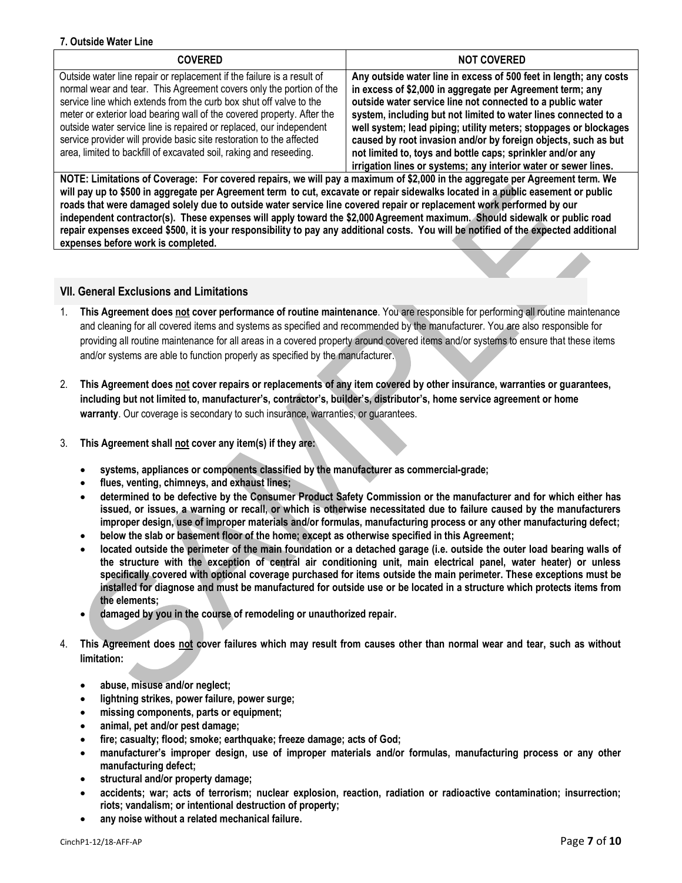**7. Outside Water Line**

| COVERED | NOT COVERED |
|---|---|
| Outside water line repair or replacement if the failure is a result of normal wear and tear. This Agreement covers only the portion of the service line which extends from the curb box shut off valve to the meter or exterior load bearing wall of the covered property. After the outside water service line is repaired or replaced, our independent service provider will provide basic site restoration to the affected area, limited to backfill of excavated soil, raking and reseeding. | **Any outside water line in excess of 500 feet in length; any costs in excess of $2,000 in aggregate per Agreement term; any outside water service line not connected to a public water system, including but not limited to water lines connected to a well system; lead piping; utility meters; stoppages or blockages caused by root invasion and/or by foreign objects, such as but not limited to, toys and bottle caps; sprinkler and/or any irrigation lines or systems; any interior water or sewer lines.** |

**NOTE: Limitations of Coverage: For covered repairs, we will pay a maximum of $2,000 in the aggregate per Agreement term. We will pay up to $500 in aggregate per Agreement term to cut, excavate or repair sidewalks located in a public easement or public roads that were damaged solely due to outside water service line covered repair or replacement work performed by our independent contractor(s). These expenses will apply toward the $2,000 Agreement maximum. Should sidewalk or public road repair expenses exceed $500, it is your responsibility to pay any additional costs. You will be notified of the expected additional expenses before work is completed.**

## VII. General Exclusions and Limitations

1. **This Agreement does not cover performance of routine maintenance**. You are responsible for performing all routine maintenance and cleaning for all covered items and systems as specified and recommended by the manufacturer. You are also responsible for providing all routine maintenance for all areas in a covered property around covered items and/or systems to ensure that these items and/or systems are able to function properly as specified by the manufacturer.

2. **This Agreement does not cover repairs or replacements of any item covered by other insurance, warranties or guarantees, including but not limited to, manufacturer's, contractor's, builder's, distributor's, home service agreement or home warranty**. Our coverage is secondary to such insurance, warranties, or guarantees.

3. **This Agreement shall not cover any item(s) if they are:**

   - **systems, appliances or components classified by the manufacturer as commercial-grade;**
   - **flues, venting, chimneys, and exhaust lines;**
   - **determined to be defective by the Consumer Product Safety Commission or the manufacturer and for which either has issued, or issues, a warning or recall, or which is otherwise necessitated due to failure caused by the manufacturers improper design, use of improper materials and/or formulas, manufacturing process or any other manufacturing defect;**
   - **below the slab or basement floor of the home; except as otherwise specified in this Agreement;**
   - **located outside the perimeter of the main foundation or a detached garage (i.e. outside the outer load bearing walls of the structure with the exception of central air conditioning unit, main electrical panel, water heater) or unless specifically covered with optional coverage purchased for items outside the main perimeter. These exceptions must be installed for diagnose and must be manufactured for outside use or be located in a structure which protects items from the elements;**
   - **damaged by you in the course of remodeling or unauthorized repair.**

4. **This Agreement does not cover failures which may result from causes other than normal wear and tear, such as without limitation:**

   - **abuse, misuse and/or neglect;**
   - **lightning strikes, power failure, power surge;**
   - **missing components, parts or equipment;**
   - **animal, pet and/or pest damage;**
   - **fire; casualty; flood; smoke; earthquake; freeze damage; acts of God;**
   - **manufacturer's improper design, use of improper materials and/or formulas, manufacturing process or any other manufacturing defect;**
   - **structural and/or property damage;**
   - **accidents; war; acts of terrorism; nuclear explosion, reaction, radiation or radioactive contamination; insurrection; riots; vandalism; or intentional destruction of property;**
   - **any noise without a related mechanical failure.**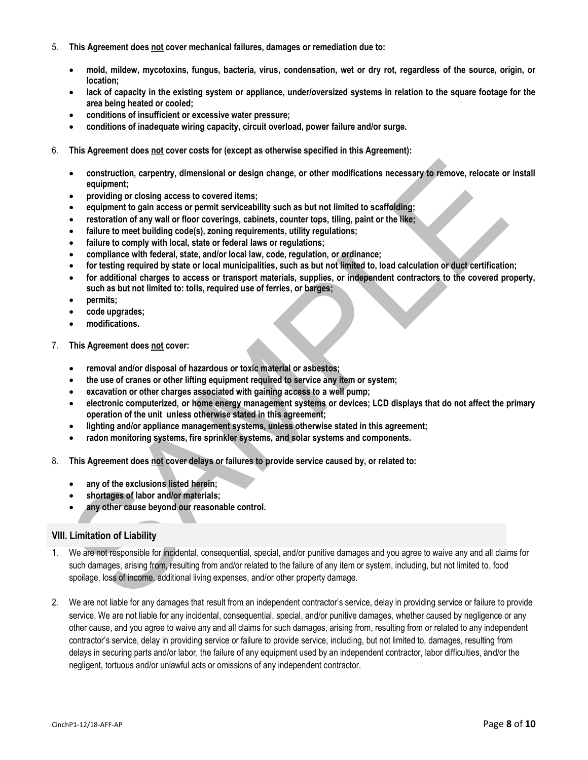5. **This Agreement does not cover mechanical failures, damages or remediation due to:**

   - **mold, mildew, mycotoxins, fungus, bacteria, virus, condensation, wet or dry rot, regardless of the source, origin, or location;**
   - **lack of capacity in the existing system or appliance, under/oversized systems in relation to the square footage for the area being heated or cooled;**
   - **conditions of insufficient or excessive water pressure;**
   - **conditions of inadequate wiring capacity, circuit overload, power failure and/or surge.**

6. **This Agreement does not cover costs for (except as otherwise specified in this Agreement):**

   - **construction, carpentry, dimensional or design change, or other modifications necessary to remove, relocate or install equipment;**
   - **providing or closing access to covered items;**
   - **equipment to gain access or permit serviceability such as but not limited to scaffolding;**
   - **restoration of any wall or floor coverings, cabinets, counter tops, tiling, paint or the like;**
   - **failure to meet building code(s), zoning requirements, utility regulations;**
   - **failure to comply with local, state or federal laws or regulations;**
   - **compliance with federal, state, and/or local law, code, regulation, or ordinance;**
   - **for testing required by state or local municipalities, such as but not limited to, load calculation or duct certification;**
   - **for additional charges to access or transport materials, supplies, or independent contractors to the covered property, such as but not limited to: tolls, required use of ferries, or barges;**
   - **permits;**
   - **code upgrades;**
   - **modifications.**

7. **This Agreement does not cover:**

   - **removal and/or disposal of hazardous or toxic material or asbestos;**
   - **the use of cranes or other lifting equipment required to service any item or system;**
   - **excavation or other charges associated with gaining access to a well pump;**
   - **electronic computerized, or home energy management systems or devices; LCD displays that do not affect the primary operation of the unit unless otherwise stated in this agreement;**
   - **lighting and/or appliance management systems, unless otherwise stated in this agreement;**
   - **radon monitoring systems, fire sprinkler systems, and solar systems and components.**

8. **This Agreement does not cover delays or failures to provide service caused by, or related to:**

   - **any of the exclusions listed herein;**
   - **shortages of labor and/or materials;**
   - **any other cause beyond our reasonable control.**

## VIII. Limitation of Liability

1. We are not responsible for incidental, consequential, special, and/or punitive damages and you agree to waive any and all claims for such damages, arising from, resulting from and/or related to the failure of any item or system, including, but not limited to, food spoilage, loss of income, additional living expenses, and/or other property damage.

2. We are not liable for any damages that result from an independent contractor's service, delay in providing service or failure to provide service. We are not liable for any incidental, consequential, special, and/or punitive damages, whether caused by negligence or any other cause, and you agree to waive any and all claims for such damages, arising from, resulting from or related to any independent contractor's service, delay in providing service or failure to provide service, including, but not limited to, damages, resulting from delays in securing parts and/or labor, the failure of any equipment used by an independent contractor, labor difficulties, and/or the negligent, tortuous and/or unlawful acts or omissions of any independent contractor.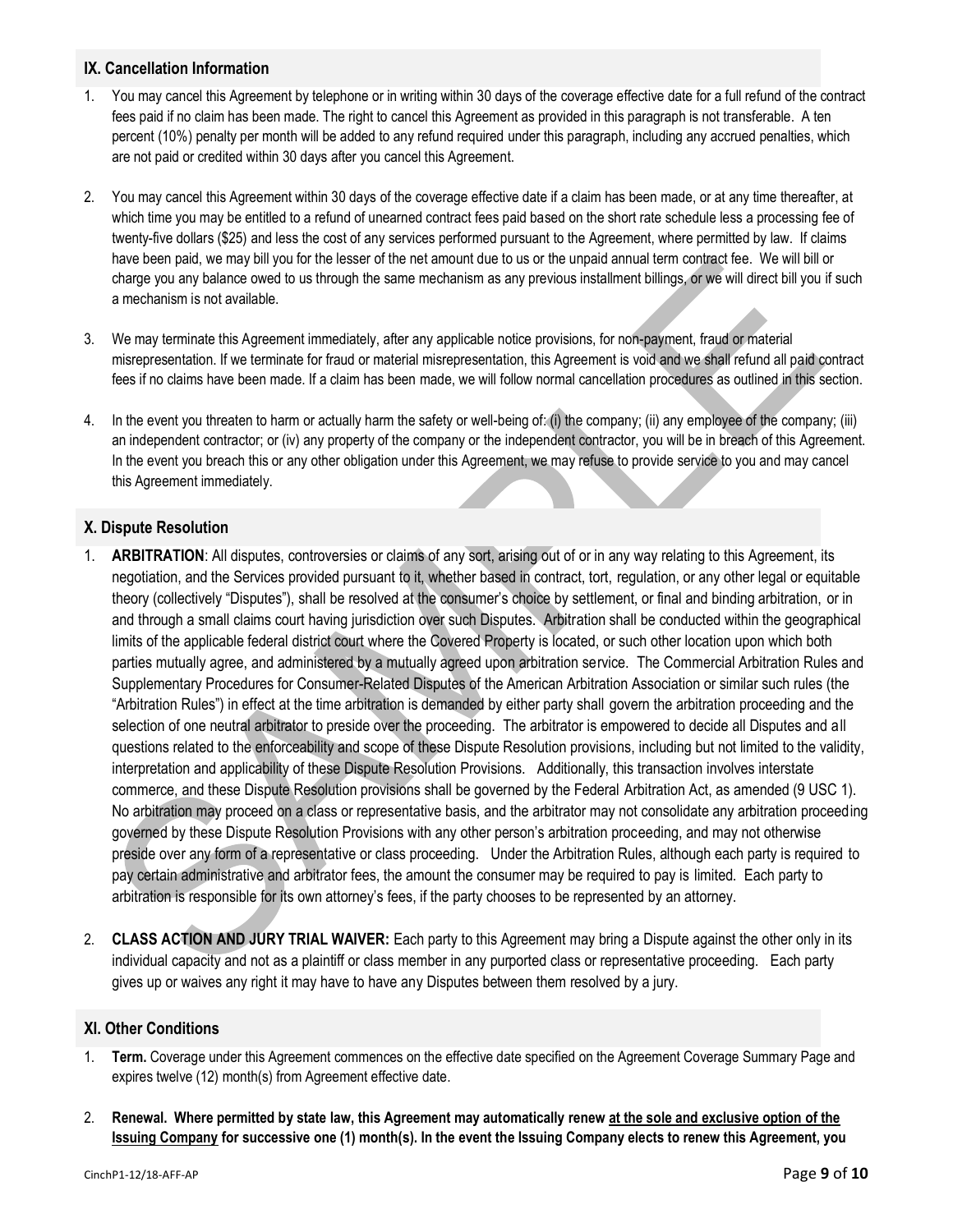## IX. Cancellation Information

1. You may cancel this Agreement by telephone or in writing within 30 days of the coverage effective date for a full refund of the contract fees paid if no claim has been made. The right to cancel this Agreement as provided in this paragraph is not transferable. A ten percent (10%) penalty per month will be added to any refund required under this paragraph, including any accrued penalties, which are not paid or credited within 30 days after you cancel this Agreement.

2. You may cancel this Agreement within 30 days of the coverage effective date if a claim has been made, or at any time thereafter, at which time you may be entitled to a refund of unearned contract fees paid based on the short rate schedule less a processing fee of twenty-five dollars ($25) and less the cost of any services performed pursuant to the Agreement, where permitted by law. If claims have been paid, we may bill you for the lesser of the net amount due to us or the unpaid annual term contract fee. We will bill or charge you any balance owed to us through the same mechanism as any previous installment billings, or we will direct bill you if such a mechanism is not available.

3. We may terminate this Agreement immediately, after any applicable notice provisions, for non-payment, fraud or material misrepresentation. If we terminate for fraud or material misrepresentation, this Agreement is void and we shall refund all paid contract fees if no claims have been made. If a claim has been made, we will follow normal cancellation procedures as outlined in this section.

4. In the event you threaten to harm or actually harm the safety or well-being of: (i) the company; (ii) any employee of the company; (iii) an independent contractor; or (iv) any property of the company or the independent contractor, you will be in breach of this Agreement. In the event you breach this or any other obligation under this Agreement, we may refuse to provide service to you and may cancel this Agreement immediately.

## X. Dispute Resolution

1. **ARBITRATION**: All disputes, controversies or claims of any sort, arising out of or in any way relating to this Agreement, its negotiation, and the Services provided pursuant to it, whether based in contract, tort, regulation, or any other legal or equitable theory (collectively "Disputes"), shall be resolved at the consumer's choice by settlement, or final and binding arbitration, or in and through a small claims court having jurisdiction over such Disputes. Arbitration shall be conducted within the geographical limits of the applicable federal district court where the Covered Property is located, or such other location upon which both parties mutually agree, and administered by a mutually agreed upon arbitration service. The Commercial Arbitration Rules and Supplementary Procedures for Consumer-Related Disputes of the American Arbitration Association or similar such rules (the "Arbitration Rules") in effect at the time arbitration is demanded by either party shall govern the arbitration proceeding and the selection of one neutral arbitrator to preside over the proceeding. The arbitrator is empowered to decide all Disputes and all questions related to the enforceability and scope of these Dispute Resolution provisions, including but not limited to the validity, interpretation and applicability of these Dispute Resolution Provisions. Additionally, this transaction involves interstate commerce, and these Dispute Resolution provisions shall be governed by the Federal Arbitration Act, as amended (9 USC 1). No arbitration may proceed on a class or representative basis, and the arbitrator may not consolidate any arbitration proceeding governed by these Dispute Resolution Provisions with any other person's arbitration proceeding, and may not otherwise preside over any form of a representative or class proceeding. Under the Arbitration Rules, although each party is required to pay certain administrative and arbitrator fees, the amount the consumer may be required to pay is limited. Each party to arbitration is responsible for its own attorney's fees, if the party chooses to be represented by an attorney.

2. **CLASS ACTION AND JURY TRIAL WAIVER:** Each party to this Agreement may bring a Dispute against the other only in its individual capacity and not as a plaintiff or class member in any purported class or representative proceeding. Each party gives up or waives any right it may have to have any Disputes between them resolved by a jury.

## XI. Other Conditions

1. **Term.** Coverage under this Agreement commences on the effective date specified on the Agreement Coverage Summary Page and expires twelve (12) month(s) from Agreement effective date.

2. **Renewal. Where permitted by state law, this Agreement may automatically renew <u>at the sole and exclusive option of the Issuing Company</u> for successive one (1) month(s). In the event the Issuing Company elects to renew this Agreement, you**

CinchP1-12/18-AFF-AP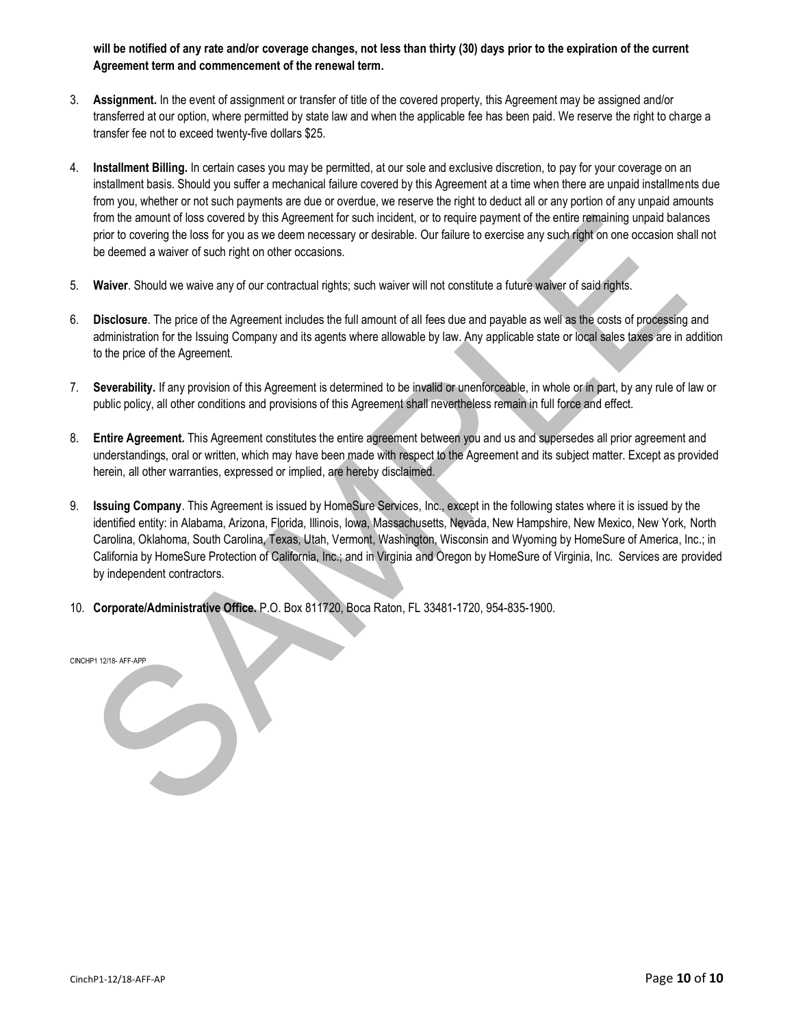**will be notified of any rate and/or coverage changes, not less than thirty (30) days prior to the expiration of the current Agreement term and commencement of the renewal term.**

3. **Assignment.** In the event of assignment or transfer of title of the covered property, this Agreement may be assigned and/or transferred at our option, where permitted by state law and when the applicable fee has been paid. We reserve the right to charge a transfer fee not to exceed twenty-five dollars $25.

4. **Installment Billing.** In certain cases you may be permitted, at our sole and exclusive discretion, to pay for your coverage on an installment basis. Should you suffer a mechanical failure covered by this Agreement at a time when there are unpaid installments due from you, whether or not such payments are due or overdue, we reserve the right to deduct all or any portion of any unpaid amounts from the amount of loss covered by this Agreement for such incident, or to require payment of the entire remaining unpaid balances prior to covering the loss for you as we deem necessary or desirable. Our failure to exercise any such right on one occasion shall not be deemed a waiver of such right on other occasions.

5. **Waiver**. Should we waive any of our contractual rights; such waiver will not constitute a future waiver of said rights.

6. **Disclosure**. The price of the Agreement includes the full amount of all fees due and payable as well as the costs of processing and administration for the Issuing Company and its agents where allowable by law. Any applicable state or local sales taxes are in addition to the price of the Agreement.

7. **Severability.** If any provision of this Agreement is determined to be invalid or unenforceable, in whole or in part, by any rule of law or public policy, all other conditions and provisions of this Agreement shall nevertheless remain in full force and effect.

8. **Entire Agreement.** This Agreement constitutes the entire agreement between you and us and supersedes all prior agreement and understandings, oral or written, which may have been made with respect to the Agreement and its subject matter. Except as provided herein, all other warranties, expressed or implied, are hereby disclaimed.

9. **Issuing Company**. This Agreement is issued by HomeSure Services, Inc., except in the following states where it is issued by the identified entity: in Alabama, Arizona, Florida, Illinois, Iowa, Massachusetts, Nevada, New Hampshire, New Mexico, New York, North Carolina, Oklahoma, South Carolina, Texas, Utah, Vermont, Washington, Wisconsin and Wyoming by HomeSure of America, Inc.; in California by HomeSure Protection of California, Inc.; and in Virginia and Oregon by HomeSure of Virginia, Inc. Services are provided by independent contractors.

10. **Corporate/Administrative Office.** P.O. Box 811720, Boca Raton, FL 33481-1720, 954-835-1900.

CINCHP1 12/18- AFF-APP